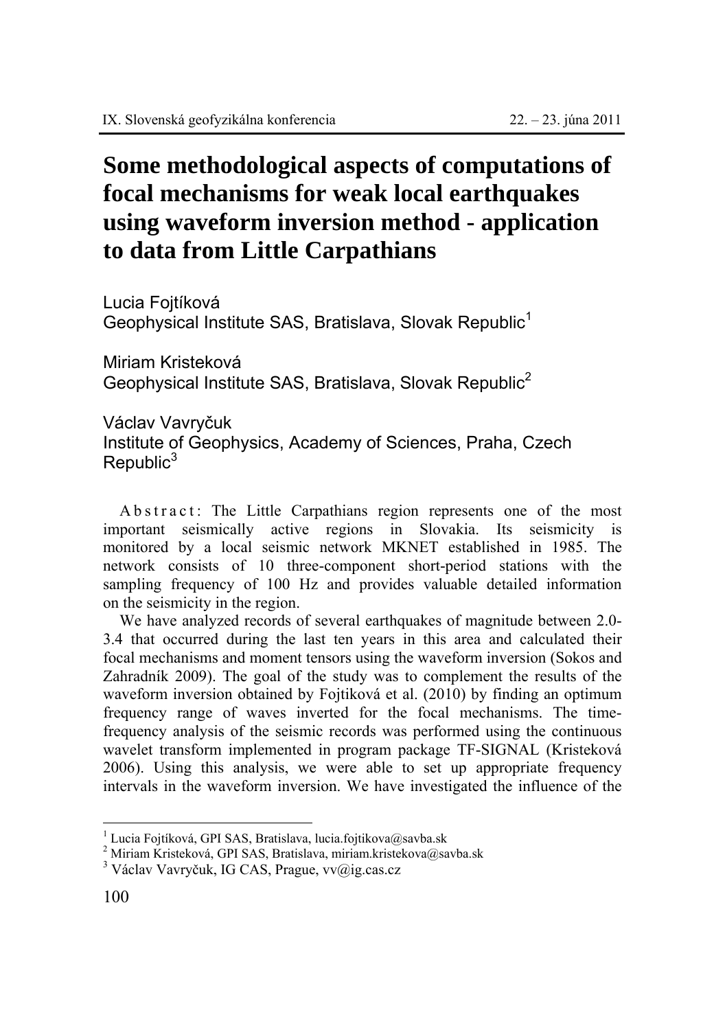# Some methodological aspects of computations of focal mechanisms for weak local earthquakes using waveform inversion method - application to data from Little Carpathians

Lucia Fojtíková
Geophysical Institute SAS, Bratislava, Slovak Republic[1]

Miriam Kristeková
Geophysical Institute SAS, Bratislava, Slovak Republic[2]

Václav Vavryčuk
Institute of Geophysics, Academy of Sciences, Praha, Czech Republic[3]

Abstract: The Little Carpathians region represents one of the most important seismically active regions in Slovakia. Its seismicity is monitored by a local seismic network MKNET established in 1985. The network consists of 10 three-component short-period stations with the sampling frequency of 100 Hz and provides valuable detailed information on the seismicity in the region.

We have analyzed records of several earthquakes of magnitude between 2.0-3.4 that occurred during the last ten years in this area and calculated their focal mechanisms and moment tensors using the waveform inversion (Sokos and Zahradník 2009). The goal of the study was to complement the results of the waveform inversion obtained by Fojtiková et al. (2010) by finding an optimum frequency range of waves inverted for the focal mechanisms. The time-frequency analysis of the seismic records was performed using the continuous wavelet transform implemented in program package TF-SIGNAL (Kristeková 2006). Using this analysis, we were able to set up appropriate frequency intervals in the waveform inversion. We have investigated the influence of the

---

[1] Lucia Fojtíková, GPI SAS, Bratislava, lucia.fojtikova@savba.sk
[2] Miriam Kristeková, GPI SAS, Bratislava, miriam.kristekova@savba.sk
[3] Václav Vavryčuk, IG CAS, Prague, vv@ig.cas.cz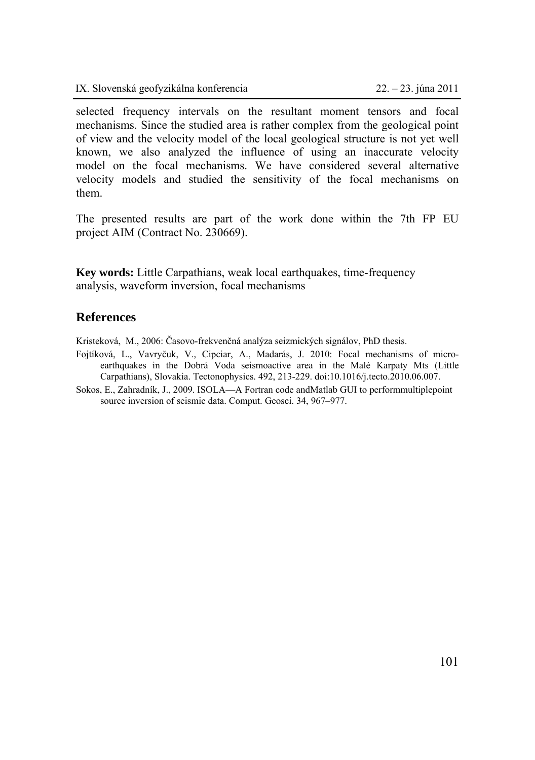selected frequency intervals on the resultant moment tensors and focal mechanisms. Since the studied area is rather complex from the geological point of view and the velocity model of the local geological structure is not yet well known, we also analyzed the influence of using an inaccurate velocity model on the focal mechanisms. We have considered several alternative velocity models and studied the sensitivity of the focal mechanisms on them.

The presented results are part of the work done within the 7th FP EU project AIM (Contract No. 230669).

**Key words:** Little Carpathians, weak local earthquakes, time-frequency analysis, waveform inversion, focal mechanisms

## References

Kristeková, M., 2006: Časovo-frekvenčná analýza seizmických signálov, PhD thesis.

Fojtíková, L., Vavryčuk, V., Cipciar, A., Madarás, J. 2010: Focal mechanisms of micro-earthquakes in the Dobrá Voda seismoactive area in the Malé Karpaty Mts (Little Carpathians), Slovakia. Tectonophysics. 492, 213-229. doi:10.1016/j.tecto.2010.06.007.

Sokos, E., Zahradník, J., 2009. ISOLA—A Fortran code andMatlab GUI to performmultiplepoint source inversion of seismic data. Comput. Geosci. 34, 967–977.